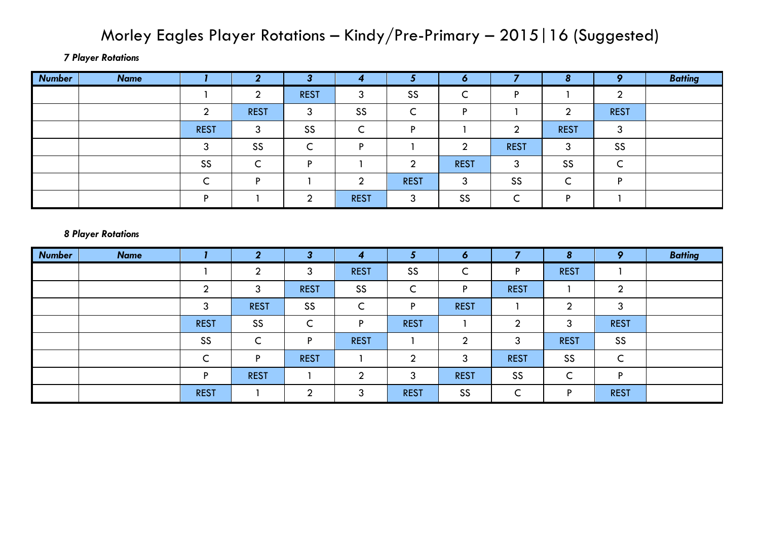# Morley Eagles Player Rotations – Kindy/Pre-Primary – 2015|16 (Suggested)

***7 Player Rotations***

| ***Number*** | ***Name*** | ***1*** | ***2*** | ***3*** | ***4*** | ***5*** | ***6*** | ***7*** | ***8*** | ***9*** | ***Batting*** |
|---|---|---|---|---|---|---|---|---|---|---|---|
| | | 1 | 2 | REST | 3 | SS | C | P | 1 | 2 | |
| | | 2 | REST | 3 | SS | C | P | 1 | 2 | REST | |
| | | REST | 3 | SS | C | P | 1 | 2 | REST | 3 | |
| | | 3 | SS | C | P | 1 | 2 | REST | 3 | SS | |
| | | SS | C | P | 1 | 2 | REST | 3 | SS | C | |
| | | C | P | 1 | 2 | REST | 3 | SS | C | P | |
| | | P | 1 | 2 | REST | 3 | SS | C | P | 1 | |

***8 Player Rotations***

| ***Number*** | ***Name*** | ***1*** | ***2*** | ***3*** | ***4*** | ***5*** | ***6*** | ***7*** | ***8*** | ***9*** | ***Batting*** |
|---|---|---|---|---|---|---|---|---|---|---|---|
| | | 1 | 2 | 3 | REST | SS | C | P | REST | 1 | |
| | | 2 | 3 | REST | SS | C | P | REST | 1 | 2 | |
| | | 3 | REST | SS | C | P | REST | 1 | 2 | 3 | |
| | | REST | SS | C | P | REST | 1 | 2 | 3 | REST | |
| | | SS | C | P | REST | 1 | 2 | 3 | REST | SS | |
| | | C | P | REST | 1 | 2 | 3 | REST | SS | C | |
| | | P | REST | 1 | 2 | 3 | REST | SS | C | P | |
| | | REST | 1 | 2 | 3 | REST | SS | C | P | REST | |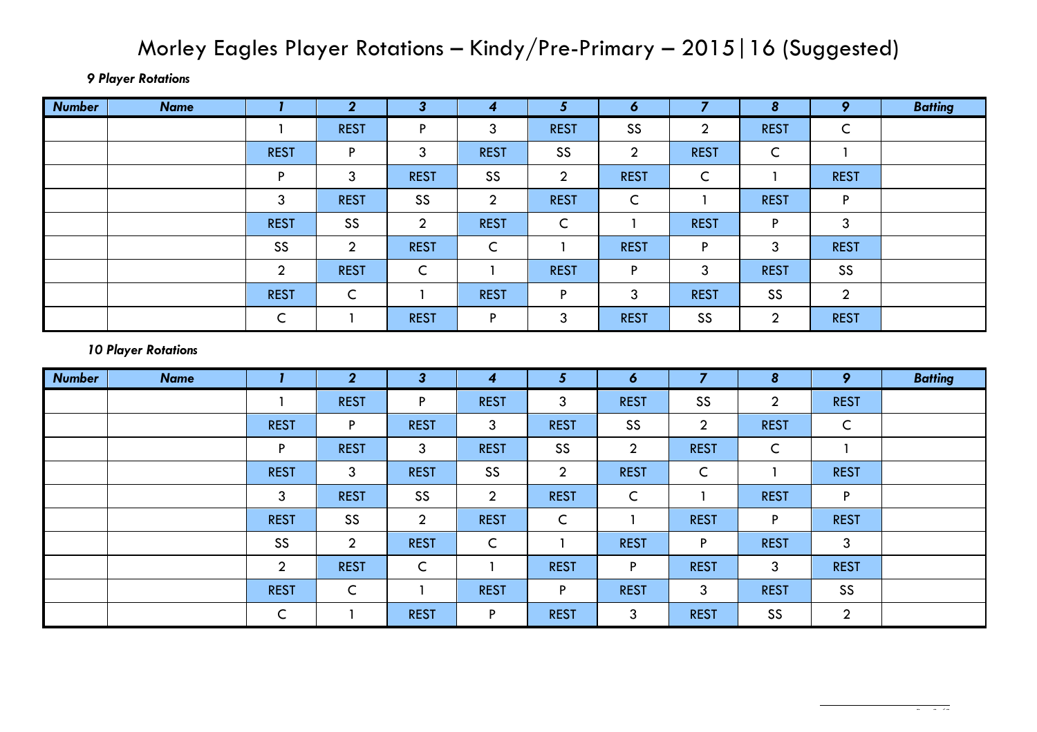# Morley Eagles Player Rotations – Kindy/Pre-Primary – 2015|16 (Suggested)

***9 Player Rotations***

| *Number* | *Name* | *1* | *2* | *3* | *4* | *5* | *6* | *7* | *8* | *9* | *Batting* |
|---|---|---|---|---|---|---|---|---|---|---|---|
| | | 1 | REST | P | 3 | REST | SS | 2 | REST | C | |
| | | REST | P | 3 | REST | SS | 2 | REST | C | 1 | |
| | | P | 3 | REST | SS | 2 | REST | C | 1 | REST | |
| | | 3 | REST | SS | 2 | REST | C | 1 | REST | P | |
| | | REST | SS | 2 | REST | C | 1 | REST | P | 3 | |
| | | SS | 2 | REST | C | 1 | REST | P | 3 | REST | |
| | | 2 | REST | C | 1 | REST | P | 3 | REST | SS | |
| | | REST | C | 1 | REST | P | 3 | REST | SS | 2 | |
| | | C | 1 | REST | P | 3 | REST | SS | 2 | REST | |

***10 Player Rotations***

| *Number* | *Name* | *1* | *2* | *3* | *4* | *5* | *6* | *7* | *8* | *9* | *Batting* |
|---|---|---|---|---|---|---|---|---|---|---|---|
| | | 1 | REST | P | REST | 3 | REST | SS | 2 | REST | |
| | | REST | P | REST | 3 | REST | SS | 2 | REST | C | |
| | | P | REST | 3 | REST | SS | 2 | REST | C | 1 | |
| | | REST | 3 | REST | SS | 2 | REST | C | 1 | REST | |
| | | 3 | REST | SS | 2 | REST | C | 1 | REST | P | |
| | | REST | SS | 2 | REST | C | 1 | REST | P | REST | |
| | | SS | 2 | REST | C | 1 | REST | P | REST | 3 | |
| | | 2 | REST | C | 1 | REST | P | REST | 3 | REST | |
| | | REST | C | 1 | REST | P | REST | 3 | REST | SS | |
| | | C | 1 | REST | P | REST | 3 | REST | SS | 2 | |